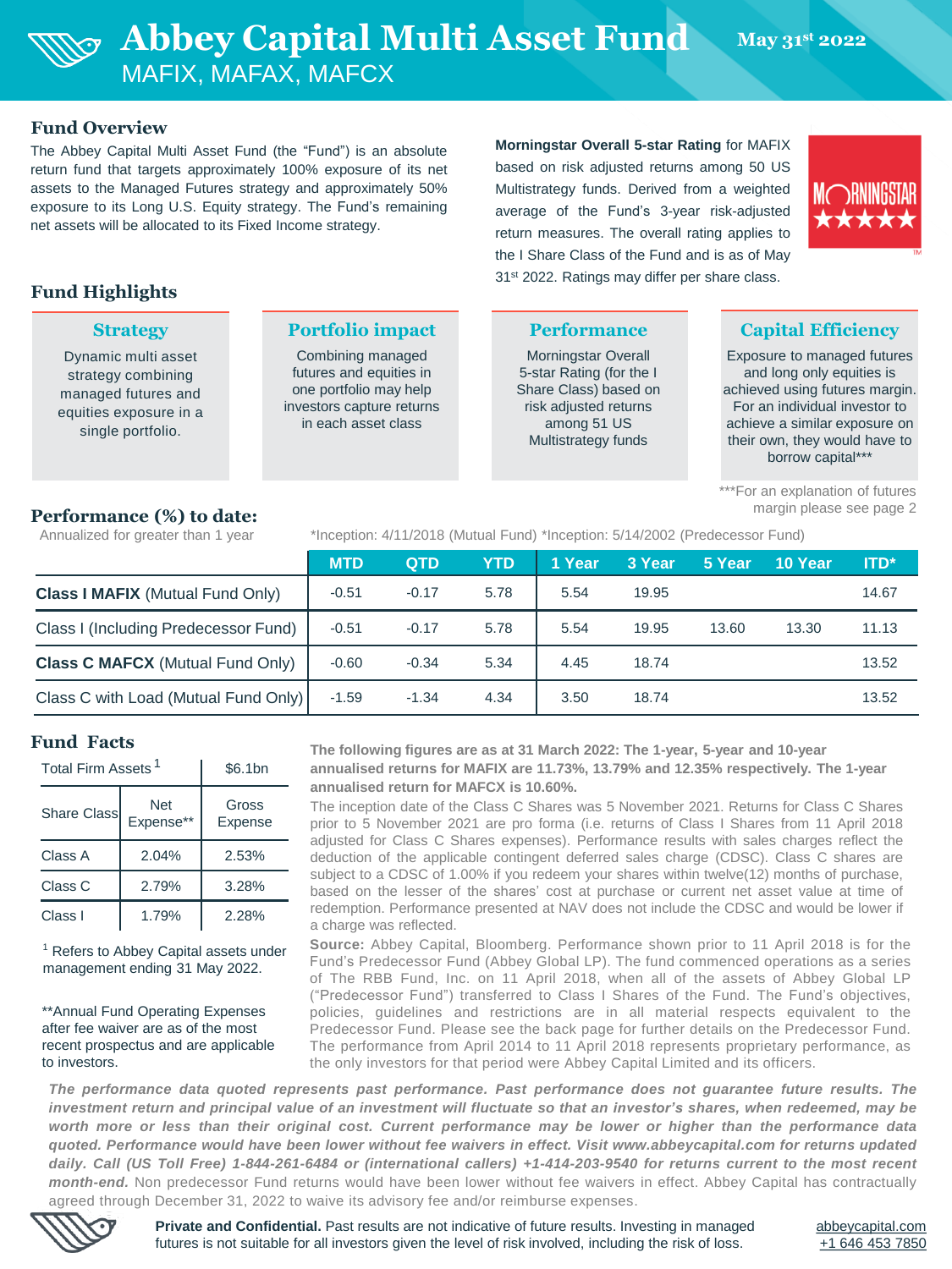# Abbey Capital Multi Asset Fund

MAFIX, MAFAX, MAFCX

May 31st 2022

## Fund Overview

The Abbey Capital Multi Asset Fund (the "Fund") is an absolute return fund that targets approximately 100% exposure of its net assets to the Managed Futures strategy and approximately 50% exposure to its Long U.S. Equity strategy. The Fund's remaining net assets will be allocated to its Fixed Income strategy.

**Morningstar Overall 5-star Rating** for MAFIX based on risk adjusted returns among 50 US Multistrategy funds. Derived from a weighted average of the Fund's 3-year risk-adjusted return measures. The overall rating applies to the I Share Class of the Fund and is as of May 31st 2022. Ratings may differ per share class.

## Fund Highlights

### Strategy

Dynamic multi asset strategy combining managed futures and equities exposure in a single portfolio.

### Portfolio impact

Combining managed futures and equities in one portfolio may help investors capture returns in each asset class

### Performance

Morningstar Overall 5-star Rating (for the I Share Class) based on risk adjusted returns among 51 US Multistrategy funds

### Capital Efficiency

Exposure to managed futures and long only equities is achieved using futures margin. For an individual investor to achieve a similar exposure on their own, they would have to borrow capital***

***For an explanation of futures margin please see page 2

## Performance (%) to date:

Annualized for greater than 1 year

*Inception: 4/11/2018 (Mutual Fund) *Inception: 5/14/2002 (Predecessor Fund)

| | MTD | QTD | YTD | 1 Year | 3 Year | 5 Year | 10 Year | ITD* |
|---|---|---|---|---|---|---|---|---|
| **Class I MAFIX** (Mutual Fund Only) | -0.51 | -0.17 | 5.78 | 5.54 | 19.95 | | | 14.67 |
| Class I (Including Predecessor Fund) | -0.51 | -0.17 | 5.78 | 5.54 | 19.95 | 13.60 | 13.30 | 11.13 |
| **Class C MAFCX** (Mutual Fund Only) | -0.60 | -0.34 | 5.34 | 4.45 | 18.74 | | | 13.52 |
| Class C with Load (Mutual Fund Only) | -1.59 | -1.34 | 4.34 | 3.50 | 18.74 | | | 13.52 |

## Fund Facts

| Total Firm Assets [1] | | $6.1bn |
|---|---|---|
| Share Class | Net Expense** | Gross Expense |
| Class A | 2.04% | 2.53% |
| Class C | 2.79% | 3.28% |
| Class I | 1.79% | 2.28% |

[1] Refers to Abbey Capital assets under management ending 31 May 2022.

**Annual Fund Operating Expenses after fee waiver are as of the most recent prospectus and are applicable to investors.

**The following figures are as at 31 March 2022: The 1-year, 5-year and 10-year annualised returns for MAFIX are 11.73%, 13.79% and 12.35% respectively. The 1-year annualised return for MAFCX is 10.60%.**

The inception date of the Class C Shares was 5 November 2021. Returns for Class C Shares prior to 5 November 2021 are pro forma (i.e. returns of Class I Shares from 11 April 2018 adjusted for Class C Shares expenses). Performance results with sales charges reflect the deduction of the applicable contingent deferred sales charge (CDSC). Class C shares are subject to a CDSC of 1.00% if you redeem your shares within twelve(12) months of purchase, based on the lesser of the shares' cost at purchase or current net asset value at time of redemption. Performance presented at NAV does not include the CDSC and would be lower if a charge was reflected.

**Source:** Abbey Capital, Bloomberg. Performance shown prior to 11 April 2018 is for the Fund's Predecessor Fund (Abbey Global LP). The fund commenced operations as a series of The RBB Fund, Inc. on 11 April 2018, when all of the assets of Abbey Global LP ("Predecessor Fund") transferred to Class I Shares of the Fund. The Fund's objectives, policies, guidelines and restrictions are in all material respects equivalent to the Predecessor Fund. Please see the back page for further details on the Predecessor Fund. The performance from April 2014 to 11 April 2018 represents proprietary performance, as the only investors for that period were Abbey Capital Limited and its officers.

***The performance data quoted represents past performance. Past performance does not guarantee future results. The investment return and principal value of an investment will fluctuate so that an investor's shares, when redeemed, may be worth more or less than their original cost. Current performance may be lower or higher than the performance data quoted. Performance would have been lower without fee waivers in effect. Visit www.abbeycapital.com for returns updated daily. Call (US Toll Free) 1-844-261-6484 or (international callers) +1-414-203-9540 for returns current to the most recent month-end.*** Non predecessor Fund returns would have been lower without fee waivers in effect. Abbey Capital has contractually agreed through December 31, 2022 to waive its advisory fee and/or reimburse expenses.

**Private and Confidential.** Past results are not indicative of future results. Investing in managed futures is not suitable for all investors given the level of risk involved, including the risk of loss.

abbeycapital.com
+1 646 453 7850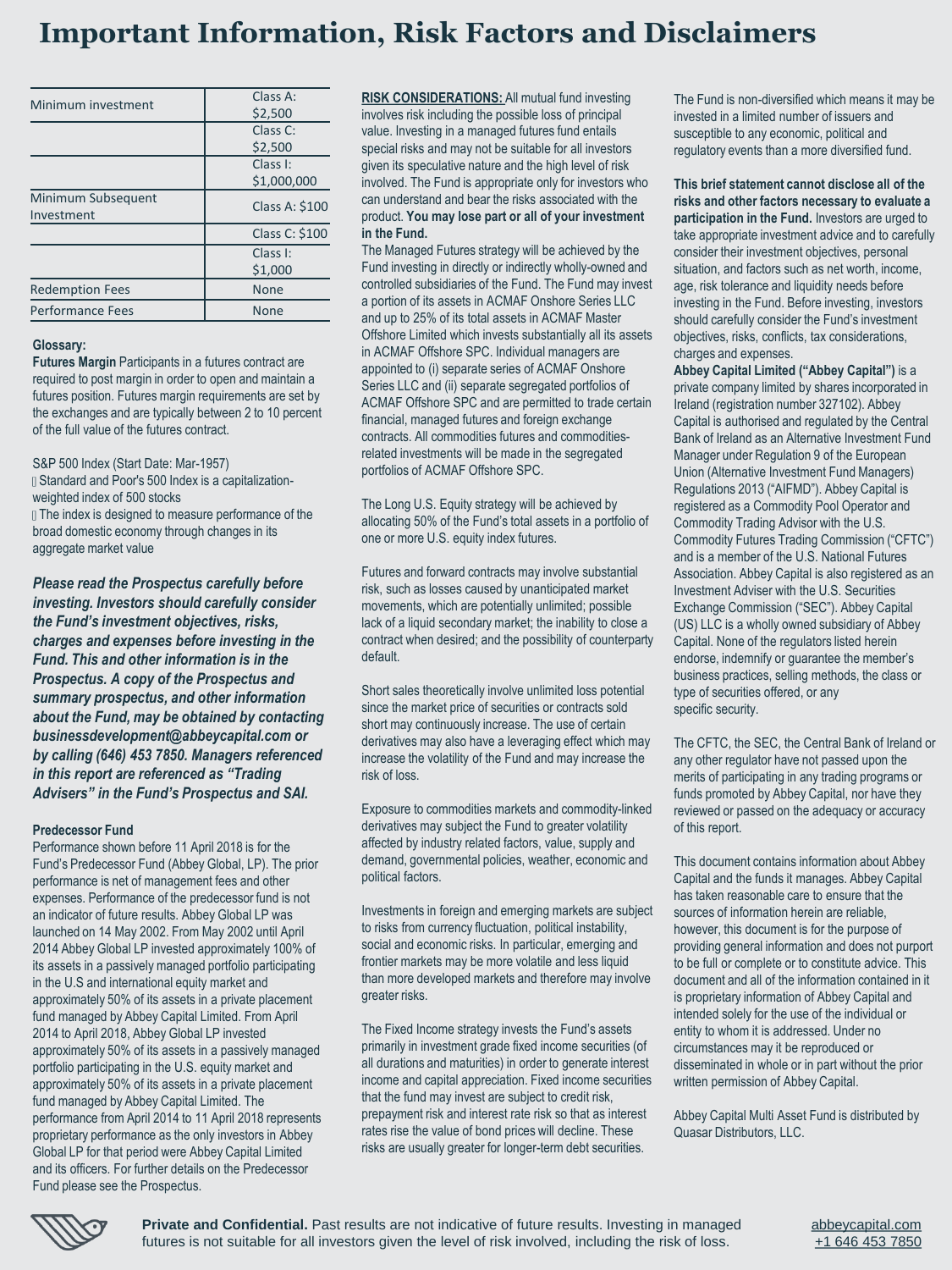# Important Information, Risk Factors and Disclaimers

| | |
|---|---|
| Minimum investment | Class A: $2,500 |
| | Class C: $2,500 |
| | Class I: $1,000,000 |
| Minimum Subsequent Investment | Class A: $100 |
| | Class C: $100 |
| | Class I: $1,000 |
| Redemption Fees | None |
| Performance Fees | None |

**Glossary:**

**Futures Margin** Participants in a futures contract are required to post margin in order to open and maintain a futures position. Futures margin requirements are set by the exchanges and are typically between 2 to 10 percent of the full value of the futures contract.

S&P 500 Index (Start Date: Mar-1957)

- Standard and Poor's 500 Index is a capitalization-weighted index of 500 stocks
- The index is designed to measure performance of the broad domestic economy through changes in its aggregate market value

***Please read the Prospectus carefully before investing. Investors should carefully consider the Fund's investment objectives, risks, charges and expenses before investing in the Fund. This and other information is in the Prospectus. A copy of the Prospectus and summary prospectus, and other information about the Fund, may be obtained by contacting businessdevelopment@abbeycapital.com or by calling (646) 453 7850. Managers referenced in this report are referenced as "Trading Advisers" in the Fund's Prospectus and SAI.***

**Predecessor Fund**

Performance shown before 11 April 2018 is for the Fund's Predecessor Fund (Abbey Global, LP). The prior performance is net of management fees and other expenses. Performance of the predecessor fund is not an indicator of future results. Abbey Global LP was launched on 14 May 2002. From May 2002 until April 2014 Abbey Global LP invested approximately 100% of its assets in a passively managed portfolio participating in the U.S and international equity market and approximately 50% of its assets in a private placement fund managed by Abbey Capital Limited. From April 2014 to April 2018, Abbey Global LP invested approximately 50% of its assets in a passively managed portfolio participating in the U.S. equity market and approximately 50% of its assets in a private placement fund managed by Abbey Capital Limited. The performance from April 2014 to 11 April 2018 represents proprietary performance as the only investors in Abbey Global LP for that period were Abbey Capital Limited and its officers. For further details on the Predecessor Fund please see the Prospectus.

**RISK CONSIDERATIONS:** All mutual fund investing involves risk including the possible loss of principal value. Investing in a managed futures fund entails special risks and may not be suitable for all investors given its speculative nature and the high level of risk involved. The Fund is appropriate only for investors who can understand and bear the risks associated with the product. **You may lose part or all of your investment in the Fund.**

The Managed Futures strategy will be achieved by the Fund investing in directly or indirectly wholly-owned and controlled subsidiaries of the Fund. The Fund may invest a portion of its assets in ACMAF Onshore Series LLC and up to 25% of its total assets in ACMAF Master Offshore Limited which invests substantially all its assets in ACMAF Offshore SPC. Individual managers are appointed to (i) separate series of ACMAF Onshore Series LLC and (ii) separate segregated portfolios of ACMAF Offshore SPC and are permitted to trade certain financial, managed futures and foreign exchange contracts. All commodities futures and commodities-related investments will be made in the segregated portfolios of ACMAF Offshore SPC.

The Long U.S. Equity strategy will be achieved by allocating 50% of the Fund's total assets in a portfolio of one or more U.S. equity index futures.

Futures and forward contracts may involve substantial risk, such as losses caused by unanticipated market movements, which are potentially unlimited; possible lack of a liquid secondary market; the inability to close a contract when desired; and the possibility of counterparty default.

Short sales theoretically involve unlimited loss potential since the market price of securities or contracts sold short may continuously increase. The use of certain derivatives may also have a leveraging effect which may increase the volatility of the Fund and may increase the risk of loss.

Exposure to commodities markets and commodity-linked derivatives may subject the Fund to greater volatility affected by industry related factors, value, supply and demand, governmental policies, weather, economic and political factors.

Investments in foreign and emerging markets are subject to risks from currency fluctuation, political instability, social and economic risks. In particular, emerging and frontier markets may be more volatile and less liquid than more developed markets and therefore may involve greater risks.

The Fixed Income strategy invests the Fund's assets primarily in investment grade fixed income securities (of all durations and maturities) in order to generate interest income and capital appreciation. Fixed income securities that the fund may invest are subject to credit risk, prepayment risk and interest rate risk so that as interest rates rise the value of bond prices will decline. These risks are usually greater for longer-term debt securities.

The Fund is non-diversified which means it may be invested in a limited number of issuers and susceptible to any economic, political and regulatory events than a more diversified fund.

**This brief statement cannot disclose all of the risks and other factors necessary to evaluate a participation in the Fund.** Investors are urged to take appropriate investment advice and to carefully consider their investment objectives, personal situation, and factors such as net worth, income, age, risk tolerance and liquidity needs before investing in the Fund. Before investing, investors should carefully consider the Fund's investment objectives, risks, conflicts, tax considerations, charges and expenses.

**Abbey Capital Limited ("Abbey Capital")** is a private company limited by shares incorporated in Ireland (registration number 327102). Abbey Capital is authorised and regulated by the Central Bank of Ireland as an Alternative Investment Fund Manager under Regulation 9 of the European Union (Alternative Investment Fund Managers) Regulations 2013 ("AIFMD"). Abbey Capital is registered as a Commodity Pool Operator and Commodity Trading Advisor with the U.S. Commodity Futures Trading Commission ("CFTC") and is a member of the U.S. National Futures Association. Abbey Capital is also registered as an Investment Adviser with the U.S. Securities Exchange Commission ("SEC"). Abbey Capital (US) LLC is a wholly owned subsidiary of Abbey Capital. None of the regulators listed herein endorse, indemnify or guarantee the member's business practices, selling methods, the class or type of securities offered, or any specific security.

The CFTC, the SEC, the Central Bank of Ireland or any other regulator have not passed upon the merits of participating in any trading programs or funds promoted by Abbey Capital, nor have they reviewed or passed on the adequacy or accuracy of this report.

This document contains information about Abbey Capital and the funds it manages. Abbey Capital has taken reasonable care to ensure that the sources of information herein are reliable, however, this document is for the purpose of providing general information and does not purport to be full or complete or to constitute advice. This document and all of the information contained in it is proprietary information of Abbey Capital and intended solely for the use of the individual or entity to whom it is addressed. Under no circumstances may it be reproduced or disseminated in whole or in part without the prior written permission of Abbey Capital.

Abbey Capital Multi Asset Fund is distributed by Quasar Distributors, LLC.

**Private and Confidential.** Past results are not indicative of future results. Investing in managed futures is not suitable for all investors given the level of risk involved, including the risk of loss.

abbeycapital.com
+1 646 453 7850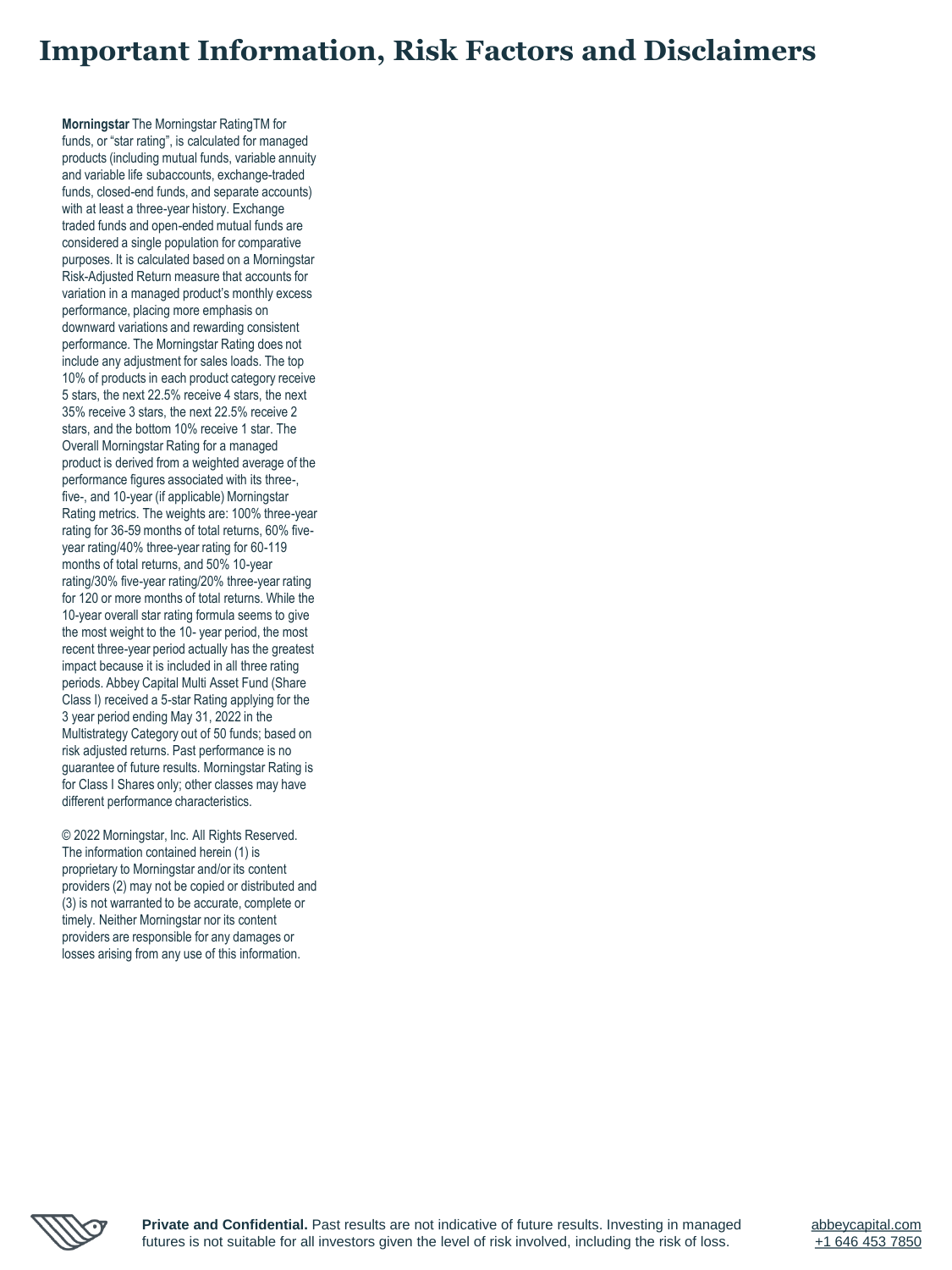# Important Information, Risk Factors and Disclaimers

**Morningstar** The Morningstar RatingTM for funds, or "star rating", is calculated for managed products (including mutual funds, variable annuity and variable life subaccounts, exchange-traded funds, closed-end funds, and separate accounts) with at least a three-year history. Exchange traded funds and open-ended mutual funds are considered a single population for comparative purposes. It is calculated based on a Morningstar Risk-Adjusted Return measure that accounts for variation in a managed product's monthly excess performance, placing more emphasis on downward variations and rewarding consistent performance. The Morningstar Rating does not include any adjustment for sales loads. The top 10% of products in each product category receive 5 stars, the next 22.5% receive 4 stars, the next 35% receive 3 stars, the next 22.5% receive 2 stars, and the bottom 10% receive 1 star. The Overall Morningstar Rating for a managed product is derived from a weighted average of the performance figures associated with its three-, five-, and 10-year (if applicable) Morningstar Rating metrics. The weights are: 100% three-year rating for 36-59 months of total returns, 60% five-year rating/40% three-year rating for 60-119 months of total returns, and 50% 10-year rating/30% five-year rating/20% three-year rating for 120 or more months of total returns. While the 10-year overall star rating formula seems to give the most weight to the 10- year period, the most recent three-year period actually has the greatest impact because it is included in all three rating periods. Abbey Capital Multi Asset Fund (Share Class I) received a 5-star Rating applying for the 3 year period ending May 31, 2022 in the Multistrategy Category out of 50 funds; based on risk adjusted returns. Past performance is no guarantee of future results. Morningstar Rating is for Class I Shares only; other classes may have different performance characteristics.

© 2022 Morningstar, Inc. All Rights Reserved. The information contained herein (1) is proprietary to Morningstar and/or its content providers (2) may not be copied or distributed and (3) is not warranted to be accurate, complete or timely. Neither Morningstar nor its content providers are responsible for any damages or losses arising from any use of this information.